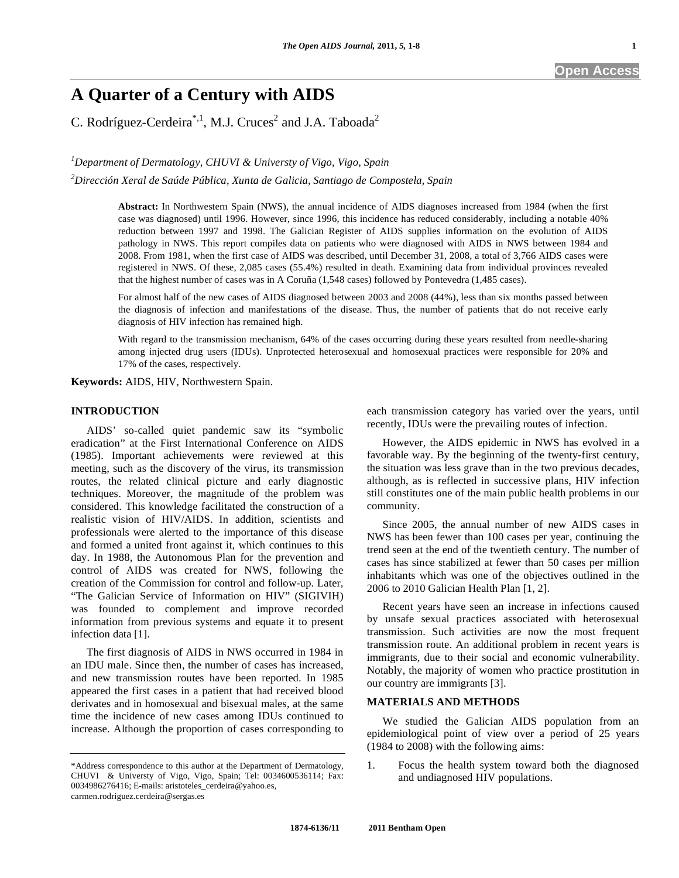# A Quarter of a Century with AIDS

C. Rodríguez-Cerdeira[*,1], M.J. Cruces[2] and J.A. Taboada[2]

[1]*Department of Dermatology, CHUVI & Universty of Vigo, Vigo, Spain*

[2]*Dirección Xeral de Saúde Pública, Xunta de Galicia, Santiago de Compostela, Spain*

**Abstract:** In Northwestern Spain (NWS), the annual incidence of AIDS diagnoses increased from 1984 (when the first case was diagnosed) until 1996. However, since 1996, this incidence has reduced considerably, including a notable 40% reduction between 1997 and 1998. The Galician Register of AIDS supplies information on the evolution of AIDS pathology in NWS. This report compiles data on patients who were diagnosed with AIDS in NWS between 1984 and 2008. From 1981, when the first case of AIDS was described, until December 31, 2008, a total of 3,766 AIDS cases were registered in NWS. Of these, 2,085 cases (55.4%) resulted in death. Examining data from individual provinces revealed that the highest number of cases was in A Coruña (1,548 cases) followed by Pontevedra (1,485 cases).

For almost half of the new cases of AIDS diagnosed between 2003 and 2008 (44%), less than six months passed between the diagnosis of infection and manifestations of the disease. Thus, the number of patients that do not receive early diagnosis of HIV infection has remained high.

With regard to the transmission mechanism, 64% of the cases occurring during these years resulted from needle-sharing among injected drug users (IDUs). Unprotected heterosexual and homosexual practices were responsible for 20% and 17% of the cases, respectively.

**Keywords:** AIDS, HIV, Northwestern Spain.

## INTRODUCTION

AIDS' so-called quiet pandemic saw its "symbolic eradication" at the First International Conference on AIDS (1985). Important achievements were reviewed at this meeting, such as the discovery of the virus, its transmission routes, the related clinical picture and early diagnostic techniques. Moreover, the magnitude of the problem was considered. This knowledge facilitated the construction of a realistic vision of HIV/AIDS. In addition, scientists and professionals were alerted to the importance of this disease and formed a united front against it, which continues to this day. In 1988, the Autonomous Plan for the prevention and control of AIDS was created for NWS, following the creation of the Commission for control and follow-up. Later, "The Galician Service of Information on HIV" (SIGIVIH) was founded to complement and improve recorded information from previous systems and equate it to present infection data [1].

The first diagnosis of AIDS in NWS occurred in 1984 in an IDU male. Since then, the number of cases has increased, and new transmission routes have been reported. In 1985 appeared the first cases in a patient that had received blood derivates and in homosexual and bisexual males, at the same time the incidence of new cases among IDUs continued to increase. Although the proportion of cases corresponding to each transmission category has varied over the years, until recently, IDUs were the prevailing routes of infection.

However, the AIDS epidemic in NWS has evolved in a favorable way. By the beginning of the twenty-first century, the situation was less grave than in the two previous decades, although, as is reflected in successive plans, HIV infection still constitutes one of the main public health problems in our community.

Since 2005, the annual number of new AIDS cases in NWS has been fewer than 100 cases per year, continuing the trend seen at the end of the twentieth century. The number of cases has since stabilized at fewer than 50 cases per million inhabitants which was one of the objectives outlined in the 2006 to 2010 Galician Health Plan [1, 2].

Recent years have seen an increase in infections caused by unsafe sexual practices associated with heterosexual transmission. Such activities are now the most frequent transmission route. An additional problem in recent years is immigrants, due to their social and economic vulnerability. Notably, the majority of women who practice prostitution in our country are immigrants [3].

## MATERIALS AND METHODS

We studied the Galician AIDS population from an epidemiological point of view over a period of 25 years (1984 to 2008) with the following aims:

1. Focus the health system toward both the diagnosed and undiagnosed HIV populations.

*Address correspondence to this author at the Department of Dermatology, CHUVI & Universty of Vigo, Vigo, Spain; Tel: 0034600536114; Fax: 0034986276416; E-mails: aristoteles_cerdeira@yahoo.es, carmen.rodriguez.cerdeira@sergas.es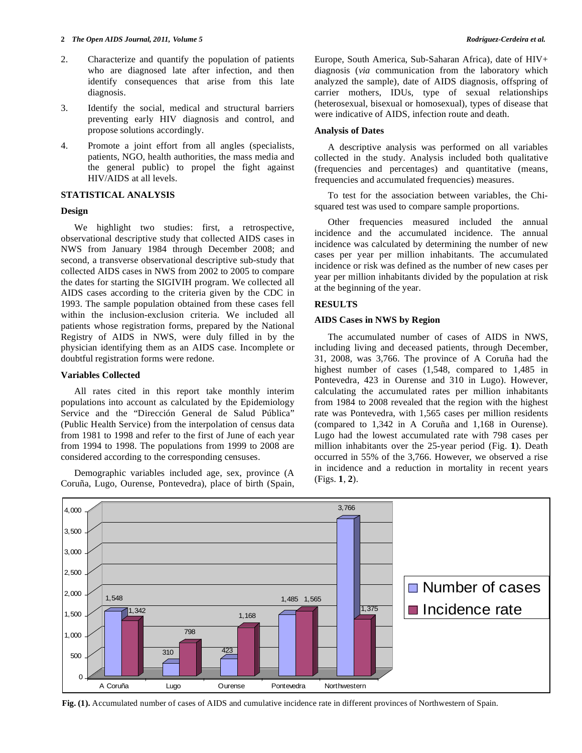2. Characterize and quantify the population of patients who are diagnosed late after infection, and then identify consequences that arise from this late diagnosis.

3. Identify the social, medical and structural barriers preventing early HIV diagnosis and control, and propose solutions accordingly.

4. Promote a joint effort from all angles (specialists, patients, NGO, health authorities, the mass media and the general public) to propel the fight against HIV/AIDS at all levels.

## STATISTICAL ANALYSIS

### Design

We highlight two studies: first, a retrospective, observational descriptive study that collected AIDS cases in NWS from January 1984 through December 2008; and second, a transverse observational descriptive sub-study that collected AIDS cases in NWS from 2002 to 2005 to compare the dates for starting the SIGIVIH program. We collected all AIDS cases according to the criteria given by the CDC in 1993. The sample population obtained from these cases fell within the inclusion-exclusion criteria. We included all patients whose registration forms, prepared by the National Registry of AIDS in NWS, were duly filled in by the physician identifying them as an AIDS case. Incomplete or doubtful registration forms were redone.

### Variables Collected

All rates cited in this report take monthly interim populations into account as calculated by the Epidemiology Service and the "Dirección General de Salud Pública" (Public Health Service) from the interpolation of census data from 1981 to 1998 and refer to the first of June of each year from 1994 to 1998. The populations from 1999 to 2008 are considered according to the corresponding censuses.

Demographic variables included age, sex, province (A Coruña, Lugo, Ourense, Pontevedra), place of birth (Spain, Europe, South America, Sub-Saharan Africa), date of HIV+ diagnosis (*via* communication from the laboratory which analyzed the sample), date of AIDS diagnosis, offspring of carrier mothers, IDUs, type of sexual relationships (heterosexual, bisexual or homosexual), types of disease that were indicative of AIDS, infection route and death.

### Analysis of Dates

A descriptive analysis was performed on all variables collected in the study. Analysis included both qualitative (frequencies and percentages) and quantitative (means, frequencies and accumulated frequencies) measures.

To test for the association between variables, the Chi-squared test was used to compare sample proportions.

Other frequencies measured included the annual incidence and the accumulated incidence. The annual incidence was calculated by determining the number of new cases per year per million inhabitants. The accumulated incidence or risk was defined as the number of new cases per year per million inhabitants divided by the population at risk at the beginning of the year.

## RESULTS

### AIDS Cases in NWS by Region

The accumulated number of cases of AIDS in NWS, including living and deceased patients, through December, 31, 2008, was 3,766. The province of A Coruña had the highest number of cases (1,548, compared to 1,485 in Pontevedra, 423 in Ourense and 310 in Lugo). However, calculating the accumulated rates per million inhabitants from 1984 to 2008 revealed that the region with the highest rate was Pontevedra, with 1,565 cases per million residents (compared to 1,342 in A Coruña and 1,168 in Ourense). Lugo had the lowest accumulated rate with 798 cases per million inhabitants over the 25-year period (Fig. **1**). Death occurred in 55% of the 3,766. However, we observed a rise in incidence and a reduction in mortality in recent years (Figs. **1**, **2**).

| | A Coruña | Lugo | Ourense | Pontevedra | Northwestern |
|---|---|---|---|---|---|
| Number of cases | 1,548 | 310 | 423 | 1,485 | 3,766 |
| Incidence rate | 1,342 | 798 | 1,168 | 1,565 | 1,375 |

**Fig. (1).** Accumulated number of cases of AIDS and cumulative incidence rate in different provinces of Northwestern of Spain.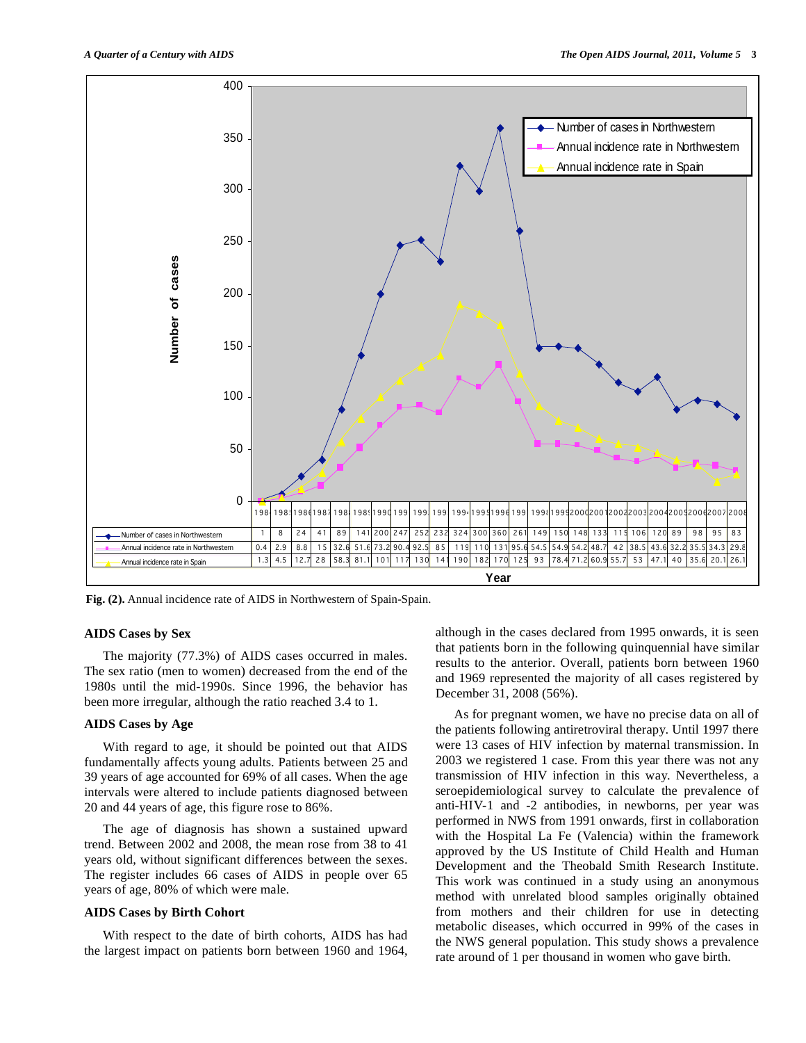| Year | 1984 | 1985 | 1986 | 1987 | 1988 | 1989 | 1990 | 1991 | 1992 | 1993 | 1994 | 1995 | 1996 | 1997 | 1998 | 1999 | 2000 | 2001 | 2002 | 2003 | 2004 | 2005 | 2006 | 2007 | 2008 |
|---|---|---|---|---|---|---|---|---|---|---|---|---|---|---|---|---|---|---|---|---|---|---|---|---|---|
| Number of cases in Northwestern | 1 | 8 | 24 | 41 | 89 | 141 | 200 | 247 | 252 | 232 | 324 | 300 | 360 | 261 | 149 | 150 | 148 | 133 | 115 | 106 | 120 | 89 | 98 | 95 | 83 |
| Annual incidence rate in Northwestern | 0.4 | 2.9 | 8.8 | 15 | 32.6 | 51.6 | 73.2 | 90.4 | 92.5 | 85 | 119 | 110 | 131 | 95.6 | 54.5 | 54.9 | 54.2 | 48.7 | 42 | 38.5 | 43.6 | 32.2 | 35.5 | 34.3 | 29.8 |
| Annual incidence rate in Spain | 1.3 | 4.5 | 12.7 | 28 | 58.3 | 81.1 | 101 | 117 | 130 | 141 | 190 | 182 | 170 | 125 | 93 | 78.4 | 71.2 | 60.9 | 55.7 | 53 | 47.1 | 40 | 35.6 | 20.1 | 26.1 |

**Fig. (2).** Annual incidence rate of AIDS in Northwestern of Spain-Spain.

### AIDS Cases by Sex

The majority (77.3%) of AIDS cases occurred in males. The sex ratio (men to women) decreased from the end of the 1980s until the mid-1990s. Since 1996, the behavior has been more irregular, although the ratio reached 3.4 to 1.

### AIDS Cases by Age

With regard to age, it should be pointed out that AIDS fundamentally affects young adults. Patients between 25 and 39 years of age accounted for 69% of all cases. When the age intervals were altered to include patients diagnosed between 20 and 44 years of age, this figure rose to 86%.

The age of diagnosis has shown a sustained upward trend. Between 2002 and 2008, the mean rose from 38 to 41 years old, without significant differences between the sexes. The register includes 66 cases of AIDS in people over 65 years of age, 80% of which were male.

### AIDS Cases by Birth Cohort

With respect to the date of birth cohorts, AIDS has had the largest impact on patients born between 1960 and 1964, although in the cases declared from 1995 onwards, it is seen that patients born in the following quinquennial have similar results to the anterior. Overall, patients born between 1960 and 1969 represented the majority of all cases registered by December 31, 2008 (56%).

As for pregnant women, we have no precise data on all of the patients following antiretroviral therapy. Until 1997 there were 13 cases of HIV infection by maternal transmission. In 2003 we registered 1 case. From this year there was not any transmission of HIV infection in this way. Nevertheless, a seroepidemiological survey to calculate the prevalence of anti-HIV-1 and -2 antibodies, in newborns, per year was performed in NWS from 1991 onwards, first in collaboration with the Hospital La Fe (Valencia) within the framework approved by the US Institute of Child Health and Human Development and the Theobald Smith Research Institute. This work was continued in a study using an anonymous method with unrelated blood samples originally obtained from mothers and their children for use in detecting metabolic diseases, which occurred in 99% of the cases in the NWS general population. This study shows a prevalence rate around of 1 per thousand in women who gave birth.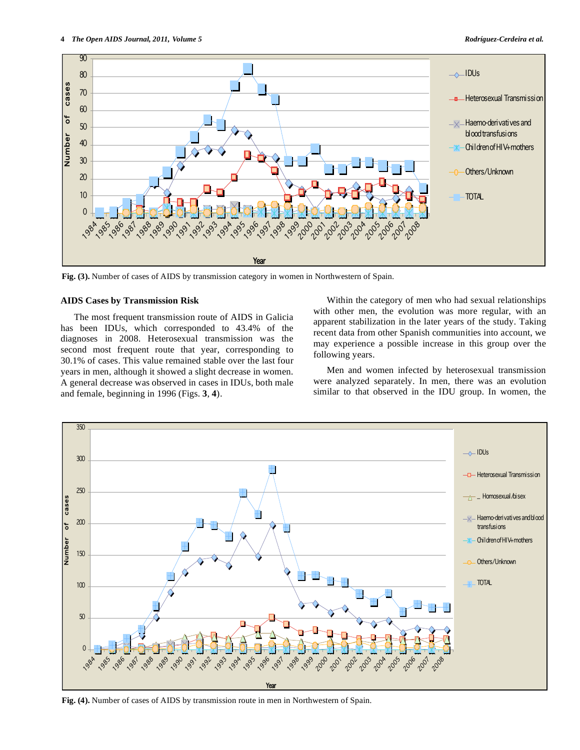Fig. (3). Number of cases of AIDS by transmission category in women in Northwestern of Spain.

### AIDS Cases by Transmission Risk

The most frequent transmission route of AIDS in Galicia has been IDUs, which corresponded to 43.4% of the diagnoses in 2008. Heterosexual transmission was the second most frequent route that year, corresponding to 30.1% of cases. This value remained stable over the last four years in men, although it showed a slight decrease in women. A general decrease was observed in cases in IDUs, both male and female, beginning in 1996 (Figs. **3**, **4**).

Within the category of men who had sexual relationships with other men, the evolution was more regular, with an apparent stabilization in the later years of the study. Taking recent data from other Spanish communities into account, we may experience a possible increase in this group over the following years.

Men and women infected by heterosexual transmission were analyzed separately. In men, there was an evolution similar to that observed in the IDU group. In women, the

Fig. (4). Number of cases of AIDS by transmission route in men in Northwestern of Spain.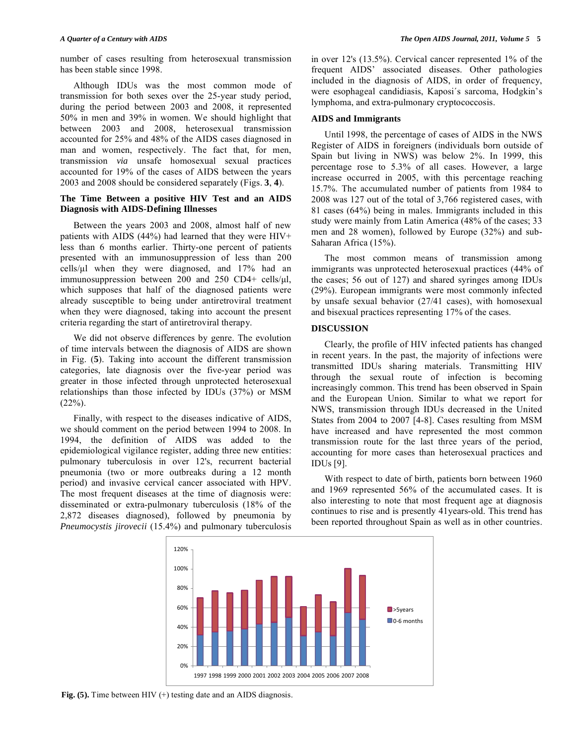number of cases resulting from heterosexual transmission has been stable since 1998.

Although IDUs was the most common mode of transmission for both sexes over the 25-year study period, during the period between 2003 and 2008, it represented 50% in men and 39% in women. We should highlight that between 2003 and 2008, heterosexual transmission accounted for 25% and 48% of the AIDS cases diagnosed in man and women, respectively. The fact that, for men, transmission *via* unsafe homosexual sexual practices accounted for 19% of the cases of AIDS between the years 2003 and 2008 should be considered separately (Figs. **3**, **4**).

### The Time Between a positive HIV Test and an AIDS Diagnosis with AIDS-Defining Illnesses

Between the years 2003 and 2008, almost half of new patients with AIDS (44%) had learned that they were HIV+ less than 6 months earlier. Thirty-one percent of patients presented with an immunosuppression of less than 200 cells/µl when they were diagnosed, and 17% had an immunosuppression between 200 and 250 CD4+ cells/µl, which supposes that half of the diagnosed patients were already susceptible to being under antiretroviral treatment when they were diagnosed, taking into account the present criteria regarding the start of antiretroviral therapy.

We did not observe differences by genre. The evolution of time intervals between the diagnosis of AIDS are shown in Fig. (**5**). Taking into account the different transmission categories, late diagnosis over the five-year period was greater in those infected through unprotected heterosexual relationships than those infected by IDUs (37%) or MSM (22%).

Finally, with respect to the diseases indicative of AIDS, we should comment on the period between 1994 to 2008. In 1994, the definition of AIDS was added to the epidemiological vigilance register, adding three new entities: pulmonary tuberculosis in over 12's, recurrent bacterial pneumonia (two or more outbreaks during a 12 month period) and invasive cervical cancer associated with HPV. The most frequent diseases at the time of diagnosis were: disseminated or extra-pulmonary tuberculosis (18% of the 2,872 diseases diagnosed), followed by pneumonia by *Pneumocystis jirovecii* (15.4%) and pulmonary tuberculosis in over 12's (13.5%). Cervical cancer represented 1% of the frequent AIDS' associated diseases. Other pathologies included in the diagnosis of AIDS, in order of frequency, were esophageal candidiasis, Kaposi´s sarcoma, Hodgkin's lymphoma, and extra-pulmonary cryptococcosis.

### AIDS and Immigrants

Until 1998, the percentage of cases of AIDS in the NWS Register of AIDS in foreigners (individuals born outside of Spain but living in NWS) was below 2%. In 1999, this percentage rose to 5.3% of all cases. However, a large increase occurred in 2005, with this percentage reaching 15.7%. The accumulated number of patients from 1984 to 2008 was 127 out of the total of 3,766 registered cases, with 81 cases (64%) being in males. Immigrants included in this study were mainly from Latin America (48% of the cases; 33 men and 28 women), followed by Europe (32%) and sub-Saharan Africa (15%).

The most common means of transmission among immigrants was unprotected heterosexual practices (44% of the cases; 56 out of 127) and shared syringes among IDUs (29%). European immigrants were most commonly infected by unsafe sexual behavior (27/41 cases), with homosexual and bisexual practices representing 17% of the cases.

## DISCUSSION

Clearly, the profile of HIV infected patients has changed in recent years. In the past, the majority of infections were transmitted IDUs sharing materials. Transmitting HIV through the sexual route of infection is becoming increasingly common. This trend has been observed in Spain and the European Union. Similar to what we report for NWS, transmission through IDUs decreased in the United States from 2004 to 2007 [4-8]. Cases resulting from MSM have increased and have represented the most common transmission route for the last three years of the period, accounting for more cases than heterosexual practices and IDUs [9].

With respect to date of birth, patients born between 1960 and 1969 represented 56% of the accumulated cases. It is also interesting to note that most frequent age at diagnosis continues to rise and is presently 41years-old. This trend has been reported throughout Spain as well as in other countries.

**Fig. (5).** Time between HIV (+) testing date and an AIDS diagnosis.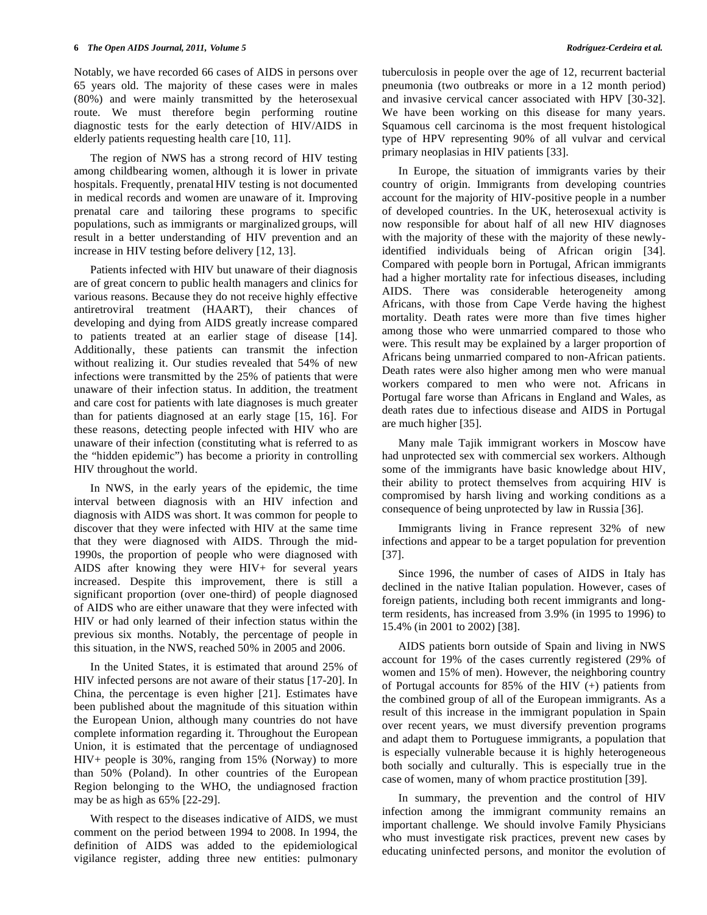Notably, we have recorded 66 cases of AIDS in persons over 65 years old. The majority of these cases were in males (80%) and were mainly transmitted by the heterosexual route. We must therefore begin performing routine diagnostic tests for the early detection of HIV/AIDS in elderly patients requesting health care [10, 11].

The region of NWS has a strong record of HIV testing among childbearing women, although it is lower in private hospitals. Frequently, prenatal HIV testing is not documented in medical records and women are unaware of it. Improving prenatal care and tailoring these programs to specific populations, such as immigrants or marginalized groups, will result in a better understanding of HIV prevention and an increase in HIV testing before delivery [12, 13].

Patients infected with HIV but unaware of their diagnosis are of great concern to public health managers and clinics for various reasons. Because they do not receive highly effective antiretroviral treatment (HAART), their chances of developing and dying from AIDS greatly increase compared to patients treated at an earlier stage of disease [14]. Additionally, these patients can transmit the infection without realizing it. Our studies revealed that 54% of new infections were transmitted by the 25% of patients that were unaware of their infection status. In addition, the treatment and care cost for patients with late diagnoses is much greater than for patients diagnosed at an early stage [15, 16]. For these reasons, detecting people infected with HIV who are unaware of their infection (constituting what is referred to as the "hidden epidemic") has become a priority in controlling HIV throughout the world.

In NWS, in the early years of the epidemic, the time interval between diagnosis with an HIV infection and diagnosis with AIDS was short. It was common for people to discover that they were infected with HIV at the same time that they were diagnosed with AIDS. Through the mid-1990s, the proportion of people who were diagnosed with AIDS after knowing they were HIV+ for several years increased. Despite this improvement, there is still a significant proportion (over one-third) of people diagnosed of AIDS who are either unaware that they were infected with HIV or had only learned of their infection status within the previous six months. Notably, the percentage of people in this situation, in the NWS, reached 50% in 2005 and 2006.

In the United States, it is estimated that around 25% of HIV infected persons are not aware of their status [17-20]. In China, the percentage is even higher [21]. Estimates have been published about the magnitude of this situation within the European Union, although many countries do not have complete information regarding it. Throughout the European Union, it is estimated that the percentage of undiagnosed HIV+ people is 30%, ranging from 15% (Norway) to more than 50% (Poland). In other countries of the European Region belonging to the WHO, the undiagnosed fraction may be as high as 65% [22-29].

With respect to the diseases indicative of AIDS, we must comment on the period between 1994 to 2008. In 1994, the definition of AIDS was added to the epidemiological vigilance register, adding three new entities: pulmonary tuberculosis in people over the age of 12, recurrent bacterial pneumonia (two outbreaks or more in a 12 month period) and invasive cervical cancer associated with HPV [30-32]. We have been working on this disease for many years. Squamous cell carcinoma is the most frequent histological type of HPV representing 90% of all vulvar and cervical primary neoplasias in HIV patients [33].

In Europe, the situation of immigrants varies by their country of origin. Immigrants from developing countries account for the majority of HIV-positive people in a number of developed countries. In the UK, heterosexual activity is now responsible for about half of all new HIV diagnoses with the majority of these with the majority of these newly-identified individuals being of African origin [34]. Compared with people born in Portugal, African immigrants had a higher mortality rate for infectious diseases, including AIDS. There was considerable heterogeneity among Africans, with those from Cape Verde having the highest mortality. Death rates were more than five times higher among those who were unmarried compared to those who were. This result may be explained by a larger proportion of Africans being unmarried compared to non-African patients. Death rates were also higher among men who were manual workers compared to men who were not. Africans in Portugal fare worse than Africans in England and Wales, as death rates due to infectious disease and AIDS in Portugal are much higher [35].

Many male Tajik immigrant workers in Moscow have had unprotected sex with commercial sex workers. Although some of the immigrants have basic knowledge about HIV, their ability to protect themselves from acquiring HIV is compromised by harsh living and working conditions as a consequence of being unprotected by law in Russia [36].

Immigrants living in France represent 32% of new infections and appear to be a target population for prevention [37].

Since 1996, the number of cases of AIDS in Italy has declined in the native Italian population. However, cases of foreign patients, including both recent immigrants and long-term residents, has increased from 3.9% (in 1995 to 1996) to 15.4% (in 2001 to 2002) [38].

AIDS patients born outside of Spain and living in NWS account for 19% of the cases currently registered (29% of women and 15% of men). However, the neighboring country of Portugal accounts for 85% of the HIV (+) patients from the combined group of all of the European immigrants. As a result of this increase in the immigrant population in Spain over recent years, we must diversify prevention programs and adapt them to Portuguese immigrants, a population that is especially vulnerable because it is highly heterogeneous both socially and culturally. This is especially true in the case of women, many of whom practice prostitution [39].

In summary, the prevention and the control of HIV infection among the immigrant community remains an important challenge. We should involve Family Physicians who must investigate risk practices, prevent new cases by educating uninfected persons, and monitor the evolution of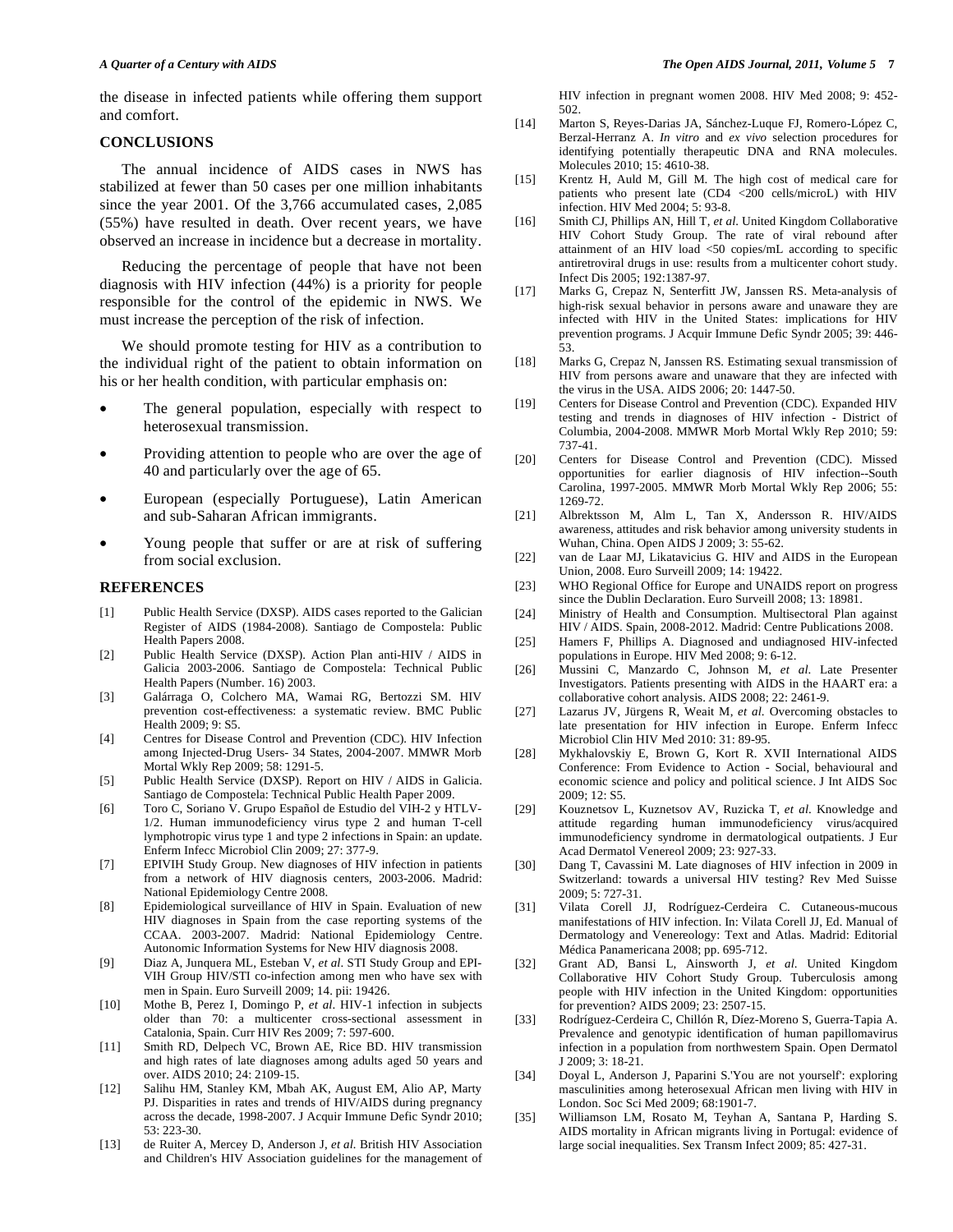the disease in infected patients while offering them support and comfort.

## CONCLUSIONS

The annual incidence of AIDS cases in NWS has stabilized at fewer than 50 cases per one million inhabitants since the year 2001. Of the 3,766 accumulated cases, 2,085 (55%) have resulted in death. Over recent years, we have observed an increase in incidence but a decrease in mortality.

Reducing the percentage of people that have not been diagnosis with HIV infection (44%) is a priority for people responsible for the control of the epidemic in NWS. We must increase the perception of the risk of infection.

We should promote testing for HIV as a contribution to the individual right of the patient to obtain information on his or her health condition, with particular emphasis on:

- The general population, especially with respect to heterosexual transmission.
- Providing attention to people who are over the age of 40 and particularly over the age of 65.
- European (especially Portuguese), Latin American and sub-Saharan African immigrants.
- Young people that suffer or are at risk of suffering from social exclusion.

## REFERENCES

[1] Public Health Service (DXSP). AIDS cases reported to the Galician Register of AIDS (1984-2008). Santiago de Compostela: Public Health Papers 2008.

[2] Public Health Service (DXSP). Action Plan anti-HIV / AIDS in Galicia 2003-2006. Santiago de Compostela: Technical Public Health Papers (Number. 16) 2003.

[3] Galárraga O, Colchero MA, Wamai RG, Bertozzi SM. HIV prevention cost-effectiveness: a systematic review. BMC Public Health 2009; 9: S5.

[4] Centres for Disease Control and Prevention (CDC). HIV Infection among Injected-Drug Users- 34 States, 2004-2007. MMWR Morb Mortal Wkly Rep 2009; 58: 1291-5.

[5] Public Health Service (DXSP). Report on HIV / AIDS in Galicia. Santiago de Compostela: Technical Public Health Paper 2009.

[6] Toro C, Soriano V. Grupo Español de Estudio del VIH-2 y HTLV-1/2. Human immunodeficiency virus type 2 and human T-cell lymphotropic virus type 1 and type 2 infections in Spain: an update. Enferm Infecc Microbiol Clin 2009; 27: 377-9.

[7] EPIVIH Study Group. New diagnoses of HIV infection in patients from a network of HIV diagnosis centers, 2003-2006. Madrid: National Epidemiology Centre 2008.

[8] Epidemiological surveillance of HIV in Spain. Evaluation of new HIV diagnoses in Spain from the case reporting systems of the CCAA. 2003-2007. Madrid: National Epidemiology Centre. Autonomic Information Systems for New HIV diagnosis 2008.

[9] Diaz A, Junquera ML, Esteban V, *et al*. STI Study Group and EPI-VIH Group HIV/STI co-infection among men who have sex with men in Spain. Euro Surveill 2009; 14. pii: 19426.

[10] Mothe B, Perez I, Domingo P, *et al*. HIV-1 infection in subjects older than 70: a multicenter cross-sectional assessment in Catalonia, Spain. Curr HIV Res 2009; 7: 597-600.

[11] Smith RD, Delpech VC, Brown AE, Rice BD. HIV transmission and high rates of late diagnoses among adults aged 50 years and over. AIDS 2010; 24: 2109-15.

[12] Salihu HM, Stanley KM, Mbah AK, August EM, Alio AP, Marty PJ. Disparities in rates and trends of HIV/AIDS during pregnancy across the decade, 1998-2007. J Acquir Immune Defic Syndr 2010; 53: 223-30.

[13] de Ruiter A, Mercey D, Anderson J, *et al*. British HIV Association and Children's HIV Association guidelines for the management of HIV infection in pregnant women 2008. HIV Med 2008; 9: 452-502.

[14] Marton S, Reyes-Darias JA, Sánchez-Luque FJ, Romero-López C, Berzal-Herranz A. *In vitro* and *ex vivo* selection procedures for identifying potentially therapeutic DNA and RNA molecules. Molecules 2010; 15: 4610-38.

[15] Krentz H, Auld M, Gill M. The high cost of medical care for patients who present late (CD4 <200 cells/microL) with HIV infection. HIV Med 2004; 5: 93-8.

[16] Smith CJ, Phillips AN, Hill T, *et al*. United Kingdom Collaborative HIV Cohort Study Group. The rate of viral rebound after attainment of an HIV load <50 copies/mL according to specific antiretroviral drugs in use: results from a multicenter cohort study. Infect Dis 2005; 192:1387-97.

[17] Marks G, Crepaz N, Senterfitt JW, Janssen RS. Meta-analysis of high-risk sexual behavior in persons aware and unaware they are infected with HIV in the United States: implications for HIV prevention programs. J Acquir Immune Defic Syndr 2005; 39: 446-53.

[18] Marks G, Crepaz N, Janssen RS. Estimating sexual transmission of HIV from persons aware and unaware that they are infected with the virus in the USA. AIDS 2006; 20: 1447-50.

[19] Centers for Disease Control and Prevention (CDC). Expanded HIV testing and trends in diagnoses of HIV infection - District of Columbia, 2004-2008. MMWR Morb Mortal Wkly Rep 2010; 59: 737-41.

[20] Centers for Disease Control and Prevention (CDC). Missed opportunities for earlier diagnosis of HIV infection--South Carolina, 1997-2005. MMWR Morb Mortal Wkly Rep 2006; 55: 1269-72.

[21] Albrektsson M, Alm L, Tan X, Andersson R. HIV/AIDS awareness, attitudes and risk behavior among university students in Wuhan, China. Open AIDS J 2009; 3: 55-62.

[22] van de Laar MJ, Likatavicius G. HIV and AIDS in the European Union, 2008. Euro Surveill 2009; 14: 19422.

[23] WHO Regional Office for Europe and UNAIDS report on progress since the Dublin Declaration. Euro Surveill 2008; 13: 18981.

[24] Ministry of Health and Consumption. Multisectoral Plan against HIV / AIDS. Spain, 2008-2012. Madrid: Centre Publications 2008.

[25] Hamers F, Phillips A. Diagnosed and undiagnosed HIV-infected populations in Europe. HIV Med 2008; 9: 6-12.

[26] Mussini C, Manzardo C, Johnson M, *et al.* Late Presenter Investigators. Patients presenting with AIDS in the HAART era: a collaborative cohort analysis. AIDS 2008; 22: 2461-9.

[27] Lazarus JV, Jürgens R, Weait M, *et al.* Overcoming obstacles to late presentation for HIV infection in Europe. Enferm Infecc Microbiol Clin HIV Med 2010: 31: 89-95.

[28] Mykhalovskiy E, Brown G, Kort R. XVII International AIDS Conference: From Evidence to Action - Social, behavioural and economic science and policy and political science. J Int AIDS Soc 2009; 12: S5.

[29] Kouznetsov L, Kuznetsov AV, Ruzicka T, *et al.* Knowledge and attitude regarding human immunodeficiency virus/acquired immunodeficiency syndrome in dermatological outpatients. J Eur Acad Dermatol Venereol 2009; 23: 927-33.

[30] Dang T, Cavassini M. Late diagnoses of HIV infection in 2009 in Switzerland: towards a universal HIV testing? Rev Med Suisse 2009; 5: 727-31.

[31] Vilata Corell JJ, Rodríguez-Cerdeira C. Cutaneous-mucous manifestations of HIV infection. In: Vilata Corell JJ, Ed. Manual of Dermatology and Venereology: Text and Atlas. Madrid: Editorial Médica Panamericana 2008; pp. 695-712.

[32] Grant AD, Bansi L, Ainsworth J, *et al.* United Kingdom Collaborative HIV Cohort Study Group. Tuberculosis among people with HIV infection in the United Kingdom: opportunities for prevention? AIDS 2009; 23: 2507-15.

[33] Rodríguez-Cerdeira C, Chillón R, Díez-Moreno S, Guerra-Tapia A. Prevalence and genotypic identification of human papillomavirus infection in a population from northwestern Spain. Open Dermatol J 2009; 3: 18-21.

[34] Doyal L, Anderson J, Paparini S.'You are not yourself': exploring masculinities among heterosexual African men living with HIV in London. Soc Sci Med 2009; 68:1901-7.

[35] Williamson LM, Rosato M, Teyhan A, Santana P, Harding S. AIDS mortality in African migrants living in Portugal: evidence of large social inequalities. Sex Transm Infect 2009; 85: 427-31.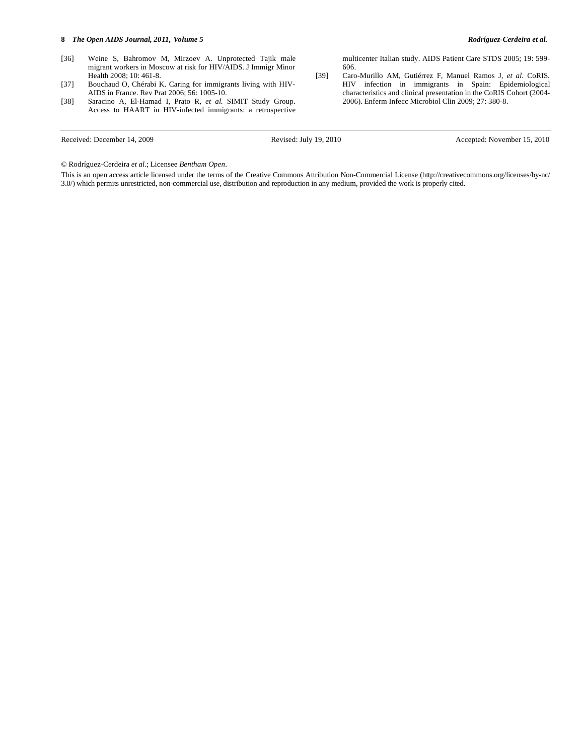[36] Weine S, Bahromov M, Mirzoev A. Unprotected Tajik male migrant workers in Moscow at risk for HIV/AIDS. J Immigr Minor Health 2008; 10: 461-8.

[37] Bouchaud O, Chérabi K. Caring for immigrants living with HIV-AIDS in France. Rev Prat 2006; 56: 1005-10.

[38] Saracino A, El-Hamad I, Prato R, *et al.* SIMIT Study Group. Access to HAART in HIV-infected immigrants: a retrospective multicenter Italian study. AIDS Patient Care STDS 2005; 19: 599-606.

[39] Caro-Murillo AM, Gutiérrez F, Manuel Ramos J, *et al.* CoRIS. HIV infection in immigrants in Spain: Epidemiological characteristics and clinical presentation in the CoRIS Cohort (2004-2006). Enferm Infecc Microbiol Clin 2009; 27: 380-8.

Received: December 14, 2009 Revised: July 19, 2010 Accepted: November 15, 2010

© Rodríguez-Cerdeira *et al.*; Licensee *Bentham Open*.

This is an open access article licensed under the terms of the Creative Commons Attribution Non-Commercial License (http://creativecommons.org/licenses/by-nc/3.0/) which permits unrestricted, non-commercial use, distribution and reproduction in any medium, provided the work is properly cited.